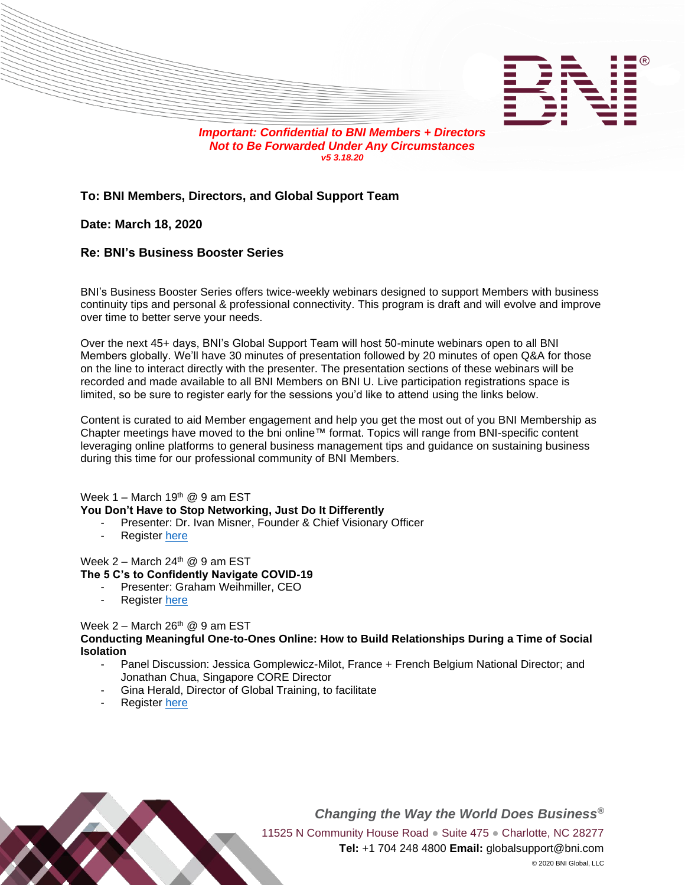***Important: Confidential to BNI Members + Directors***
***Not to Be Forwarded Under Any Circumstances***
***v5 3.18.20***

**To: BNI Members, Directors, and Global Support Team**

**Date: March 18, 2020**

**Re: BNI's Business Booster Series**

BNI's Business Booster Series offers twice-weekly webinars designed to support Members with business continuity tips and personal & professional connectivity. This program is draft and will evolve and improve over time to better serve your needs.

Over the next 45+ days, BNI's Global Support Team will host 50-minute webinars open to all BNI Members globally. We'll have 30 minutes of presentation followed by 20 minutes of open Q&A for those on the line to interact directly with the presenter. The presentation sections of these webinars will be recorded and made available to all BNI Members on BNI U. Live participation registrations space is limited, so be sure to register early for the sessions you'd like to attend using the links below.

Content is curated to aid Member engagement and help you get the most out of you BNI Membership as Chapter meetings have moved to the bni online™ format. Topics will range from BNI-specific content leveraging online platforms to general business management tips and guidance on sustaining business during this time for our professional community of BNI Members.

Week 1 – March 19th @ 9 am EST
**You Don't Have to Stop Networking, Just Do It Differently**
- Presenter: Dr. Ivan Misner, Founder & Chief Visionary Officer
- Register here

Week 2 – March 24th @ 9 am EST
**The 5 C's to Confidently Navigate COVID-19**
- Presenter: Graham Weihmiller, CEO
- Register here

Week 2 – March 26th @ 9 am EST
**Conducting Meaningful One-to-Ones Online: How to Build Relationships During a Time of Social Isolation**
- Panel Discussion: Jessica Gomplewicz-Milot, France + French Belgium National Director; and Jonathan Chua, Singapore CORE Director
- Gina Herald, Director of Global Training, to facilitate
- Register here

*Changing the Way the World Does Business®*
11525 N Community House Road ● Suite 475 ● Charlotte, NC 28277
**Tel:** +1 704 248 4800 **Email:** globalsupport@bni.com
© 2020 BNI Global, LLC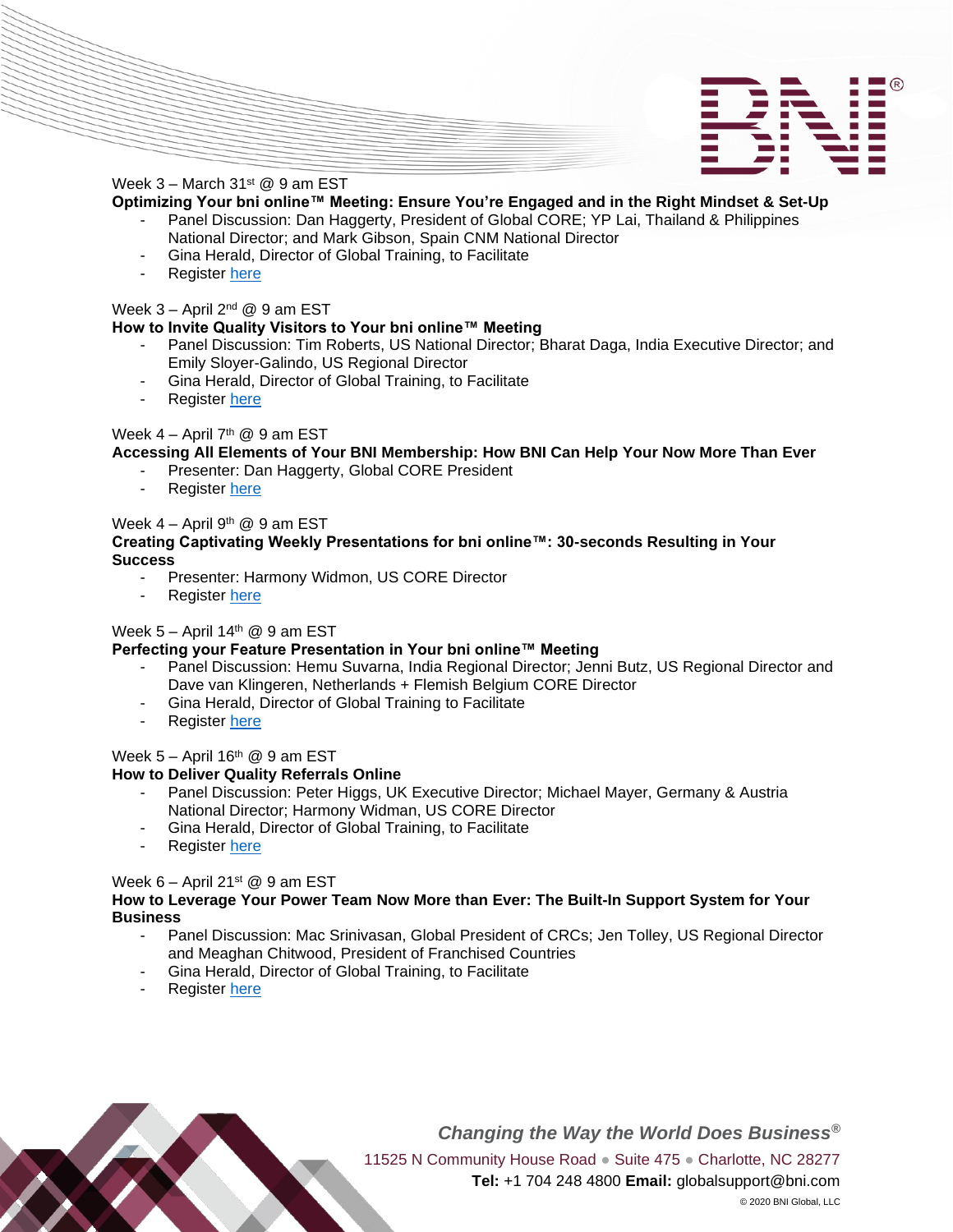Week 3 – March 31st @ 9 am EST

**Optimizing Your bni online™ Meeting: Ensure You're Engaged and in the Right Mindset & Set-Up**

- Panel Discussion: Dan Haggerty, President of Global CORE; YP Lai, Thailand & Philippines National Director; and Mark Gibson, Spain CNM National Director
- Gina Herald, Director of Global Training, to Facilitate
- Register here

Week 3 – April 2nd @ 9 am EST

**How to Invite Quality Visitors to Your bni online™ Meeting**

- Panel Discussion: Tim Roberts, US National Director; Bharat Daga, India Executive Director; and Emily Sloyer-Galindo, US Regional Director
- Gina Herald, Director of Global Training, to Facilitate
- Register here

Week 4 – April 7th @ 9 am EST

**Accessing All Elements of Your BNI Membership: How BNI Can Help Your Now More Than Ever**

- Presenter: Dan Haggerty, Global CORE President
- Register here

Week 4 – April 9th @ 9 am EST

**Creating Captivating Weekly Presentations for bni online™: 30-seconds Resulting in Your Success**

- Presenter: Harmony Widmon, US CORE Director
- Register here

Week 5 – April 14th @ 9 am EST

**Perfecting your Feature Presentation in Your bni online™ Meeting**

- Panel Discussion: Hemu Suvarna, India Regional Director; Jenni Butz, US Regional Director and Dave van Klingeren, Netherlands + Flemish Belgium CORE Director
- Gina Herald, Director of Global Training to Facilitate
- Register here

Week 5 – April 16th @ 9 am EST

**How to Deliver Quality Referrals Online**

- Panel Discussion: Peter Higgs, UK Executive Director; Michael Mayer, Germany & Austria National Director; Harmony Widman, US CORE Director
- Gina Herald, Director of Global Training, to Facilitate
- Register here

Week 6 – April 21st @ 9 am EST

**How to Leverage Your Power Team Now More than Ever: The Built-In Support System for Your Business**

- Panel Discussion: Mac Srinivasan, Global President of CRCs; Jen Tolley, US Regional Director and Meaghan Chitwood, President of Franchised Countries
- Gina Herald, Director of Global Training, to Facilitate
- Register here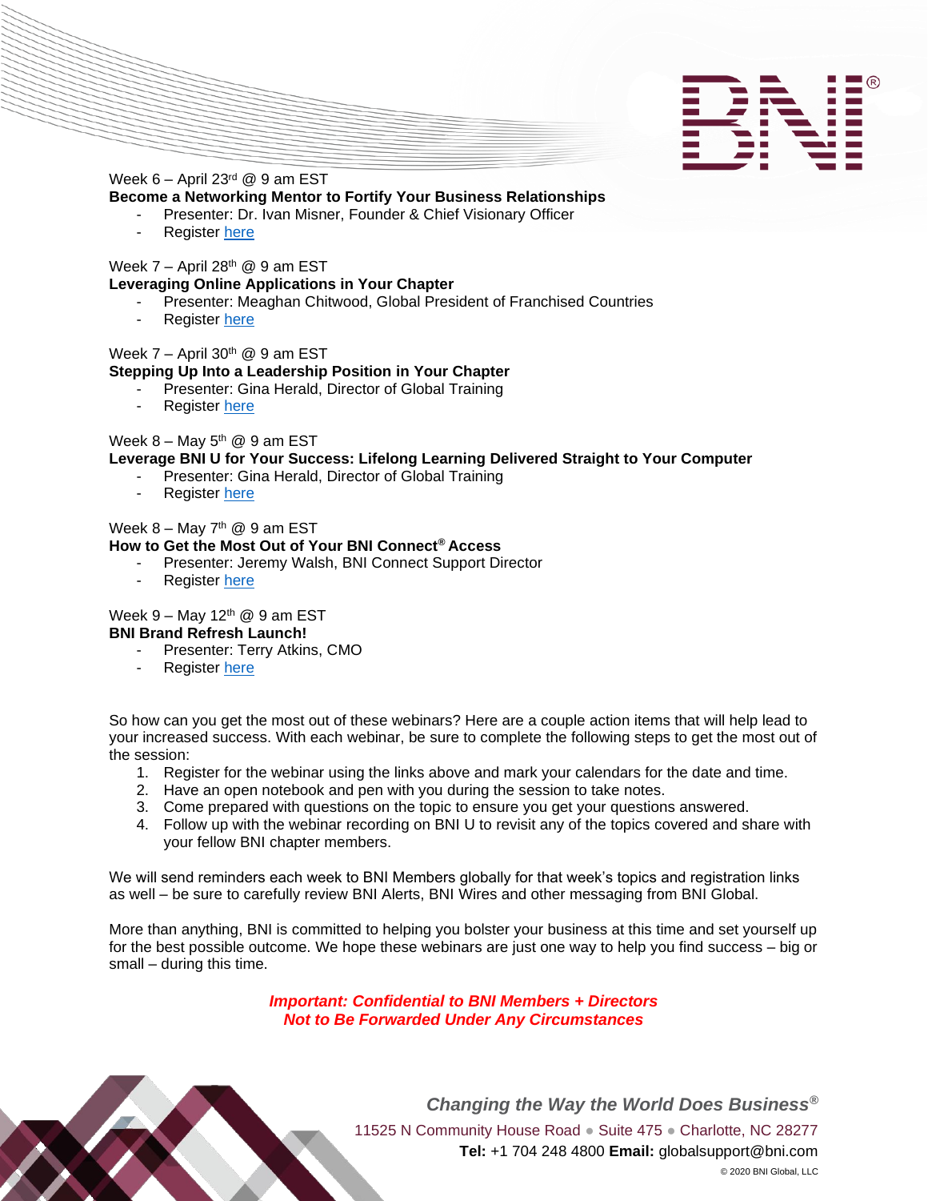Week 6 – April 23rd @ 9 am EST
**Become a Networking Mentor to Fortify Your Business Relationships**

- Presenter: Dr. Ivan Misner, Founder & Chief Visionary Officer
- Register here

Week 7 – April 28th @ 9 am EST
**Leveraging Online Applications in Your Chapter**

- Presenter: Meaghan Chitwood, Global President of Franchised Countries
- Register here

Week 7 – April 30th @ 9 am EST
**Stepping Up Into a Leadership Position in Your Chapter**

- Presenter: Gina Herald, Director of Global Training
- Register here

Week 8 – May 5th @ 9 am EST
**Leverage BNI U for Your Success: Lifelong Learning Delivered Straight to Your Computer**

- Presenter: Gina Herald, Director of Global Training
- Register here

Week 8 – May 7th @ 9 am EST
**How to Get the Most Out of Your BNI Connect® Access**

- Presenter: Jeremy Walsh, BNI Connect Support Director
- Register here

Week 9 – May 12th @ 9 am EST
**BNI Brand Refresh Launch!**

- Presenter: Terry Atkins, CMO
- Register here

So how can you get the most out of these webinars? Here are a couple action items that will help lead to your increased success. With each webinar, be sure to complete the following steps to get the most out of the session:

1. Register for the webinar using the links above and mark your calendars for the date and time.
2. Have an open notebook and pen with you during the session to take notes.
3. Come prepared with questions on the topic to ensure you get your questions answered.
4. Follow up with the webinar recording on BNI U to revisit any of the topics covered and share with your fellow BNI chapter members.

We will send reminders each week to BNI Members globally for that week's topics and registration links as well – be sure to carefully review BNI Alerts, BNI Wires and other messaging from BNI Global.

More than anything, BNI is committed to helping you bolster your business at this time and set yourself up for the best possible outcome. We hope these webinars are just one way to help you find success – big or small – during this time.

***Important: Confidential to BNI Members + Directors***
***Not to Be Forwarded Under Any Circumstances***

*Changing the Way the World Does Business®*
11525 N Community House Road ● Suite 475 ● Charlotte, NC 28277
**Tel:** +1 704 248 4800 **Email:** globalsupport@bni.com
© 2020 BNI Global, LLC